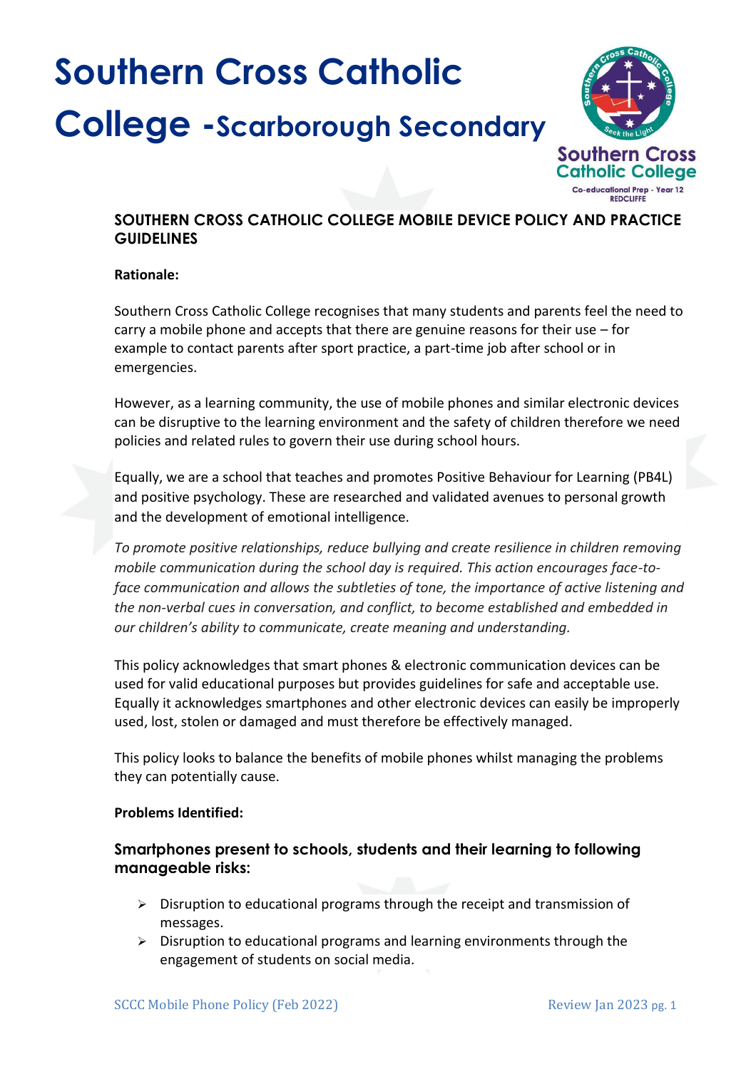# Southern Cross Catholic College -Scarborough Secondary

## SOUTHERN CROSS CATHOLIC COLLEGE MOBILE DEVICE POLICY AND PRACTICE GUIDELINES

**Rationale:**

Southern Cross Catholic College recognises that many students and parents feel the need to carry a mobile phone and accepts that there are genuine reasons for their use – for example to contact parents after sport practice, a part-time job after school or in emergencies.

However, as a learning community, the use of mobile phones and similar electronic devices can be disruptive to the learning environment and the safety of children therefore we need policies and related rules to govern their use during school hours.

Equally, we are a school that teaches and promotes Positive Behaviour for Learning (PB4L) and positive psychology. These are researched and validated avenues to personal growth and the development of emotional intelligence.

*To promote positive relationships, reduce bullying and create resilience in children removing mobile communication during the school day is required. This action encourages face-to-face communication and allows the subtleties of tone, the importance of active listening and the non-verbal cues in conversation, and conflict, to become established and embedded in our children's ability to communicate, create meaning and understanding.*

This policy acknowledges that smart phones & electronic communication devices can be used for valid educational purposes but provides guidelines for safe and acceptable use. Equally it acknowledges smartphones and other electronic devices can easily be improperly used, lost, stolen or damaged and must therefore be effectively managed.

This policy looks to balance the benefits of mobile phones whilst managing the problems they can potentially cause.

**Problems Identified:**

### Smartphones present to schools, students and their learning to following manageable risks:

- Disruption to educational programs through the receipt and transmission of messages.
- Disruption to educational programs and learning environments through the engagement of students on social media.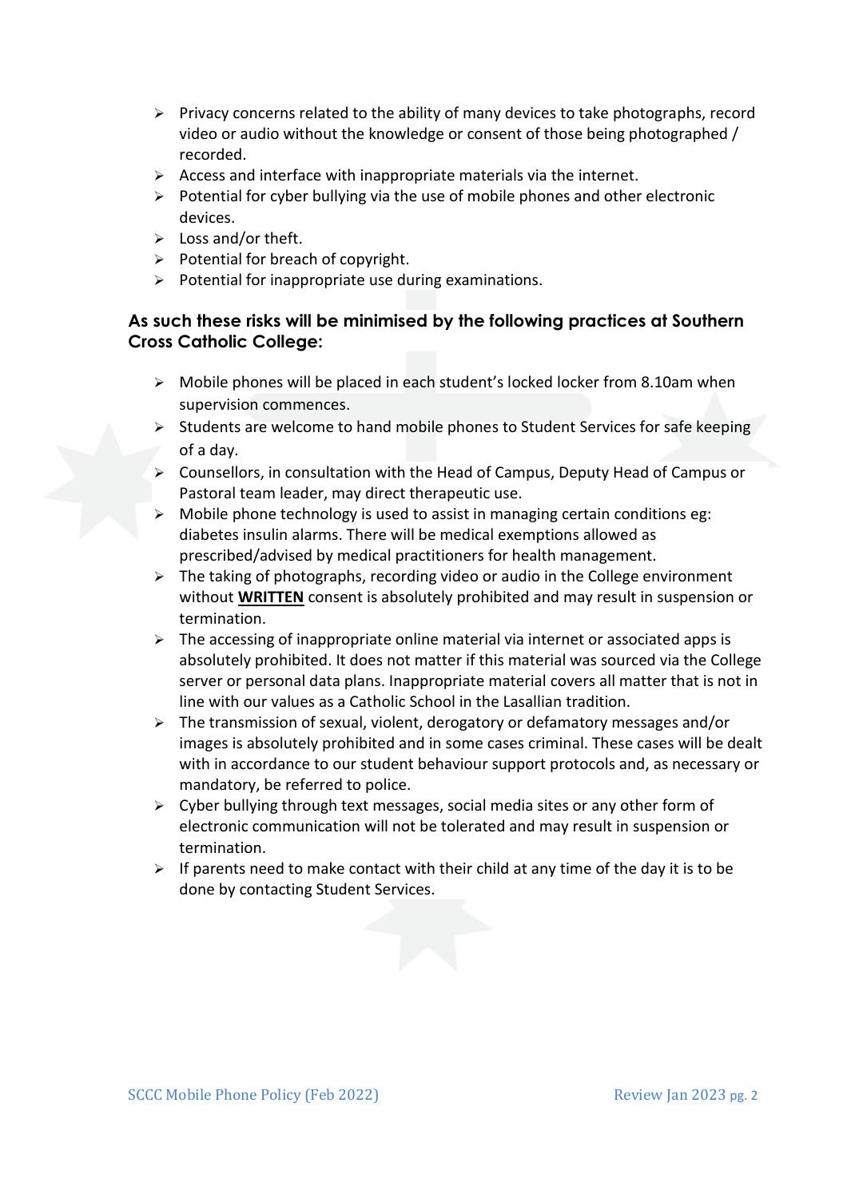- Privacy concerns related to the ability of many devices to take photographs, record video or audio without the knowledge or consent of those being photographed / recorded.
- Access and interface with inappropriate materials via the internet.
- Potential for cyber bullying via the use of mobile phones and other electronic devices.
- Loss and/or theft.
- Potential for breach of copyright.
- Potential for inappropriate use during examinations.

### As such these risks will be minimised by the following practices at Southern Cross Catholic College:

- Mobile phones will be placed in each student's locked locker from 8.10am when supervision commences.
- Students are welcome to hand mobile phones to Student Services for safe keeping of a day.
- Counsellors, in consultation with the Head of Campus, Deputy Head of Campus or Pastoral team leader, may direct therapeutic use.
- Mobile phone technology is used to assist in managing certain conditions eg: diabetes insulin alarms. There will be medical exemptions allowed as prescribed/advised by medical practitioners for health management.
- The taking of photographs, recording video or audio in the College environment without **WRITTEN** consent is absolutely prohibited and may result in suspension or termination.
- The accessing of inappropriate online material via internet or associated apps is absolutely prohibited. It does not matter if this material was sourced via the College server or personal data plans. Inappropriate material covers all matter that is not in line with our values as a Catholic School in the Lasallian tradition.
- The transmission of sexual, violent, derogatory or defamatory messages and/or images is absolutely prohibited and in some cases criminal. These cases will be dealt with in accordance to our student behaviour support protocols and, as necessary or mandatory, be referred to police.
- Cyber bullying through text messages, social media sites or any other form of electronic communication will not be tolerated and may result in suspension or termination.
- If parents need to make contact with their child at any time of the day it is to be done by contacting Student Services.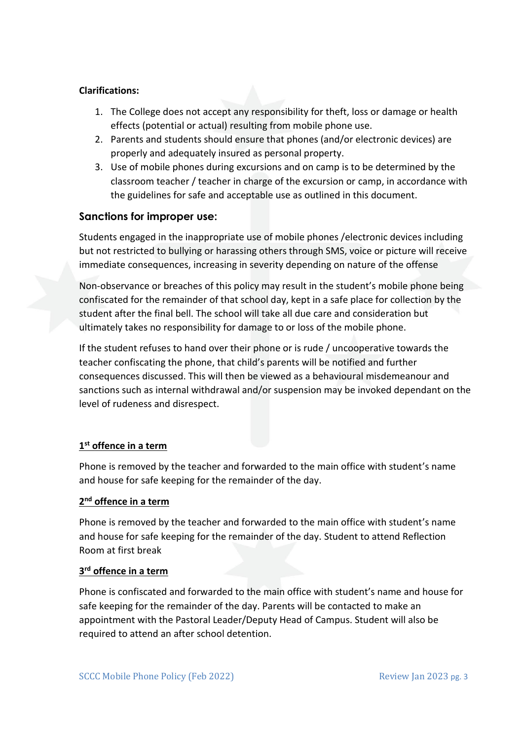**Clarifications:**

1. The College does not accept any responsibility for theft, loss or damage or health effects (potential or actual) resulting from mobile phone use.
2. Parents and students should ensure that phones (and/or electronic devices) are properly and adequately insured as personal property.
3. Use of mobile phones during excursions and on camp is to be determined by the classroom teacher / teacher in charge of the excursion or camp, in accordance with the guidelines for safe and acceptable use as outlined in this document.

## Sanctions for improper use:

Students engaged in the inappropriate use of mobile phones /electronic devices including but not restricted to bullying or harassing others through SMS, voice or picture will receive immediate consequences, increasing in severity depending on nature of the offense

Non-observance or breaches of this policy may result in the student's mobile phone being confiscated for the remainder of that school day, kept in a safe place for collection by the student after the final bell. The school will take all due care and consideration but ultimately takes no responsibility for damage to or loss of the mobile phone.

If the student refuses to hand over their phone or is rude / uncooperative towards the teacher confiscating the phone, that child's parents will be notified and further consequences discussed. This will then be viewed as a behavioural misdemeanour and sanctions such as internal withdrawal and/or suspension may be invoked dependant on the level of rudeness and disrespect.

**1st offence in a term**

Phone is removed by the teacher and forwarded to the main office with student's name and house for safe keeping for the remainder of the day.

**2nd offence in a term**

Phone is removed by the teacher and forwarded to the main office with student's name and house for safe keeping for the remainder of the day. Student to attend Reflection Room at first break

**3rd offence in a term**

Phone is confiscated and forwarded to the main office with student's name and house for safe keeping for the remainder of the day. Parents will be contacted to make an appointment with the Pastoral Leader/Deputy Head of Campus. Student will also be required to attend an after school detention.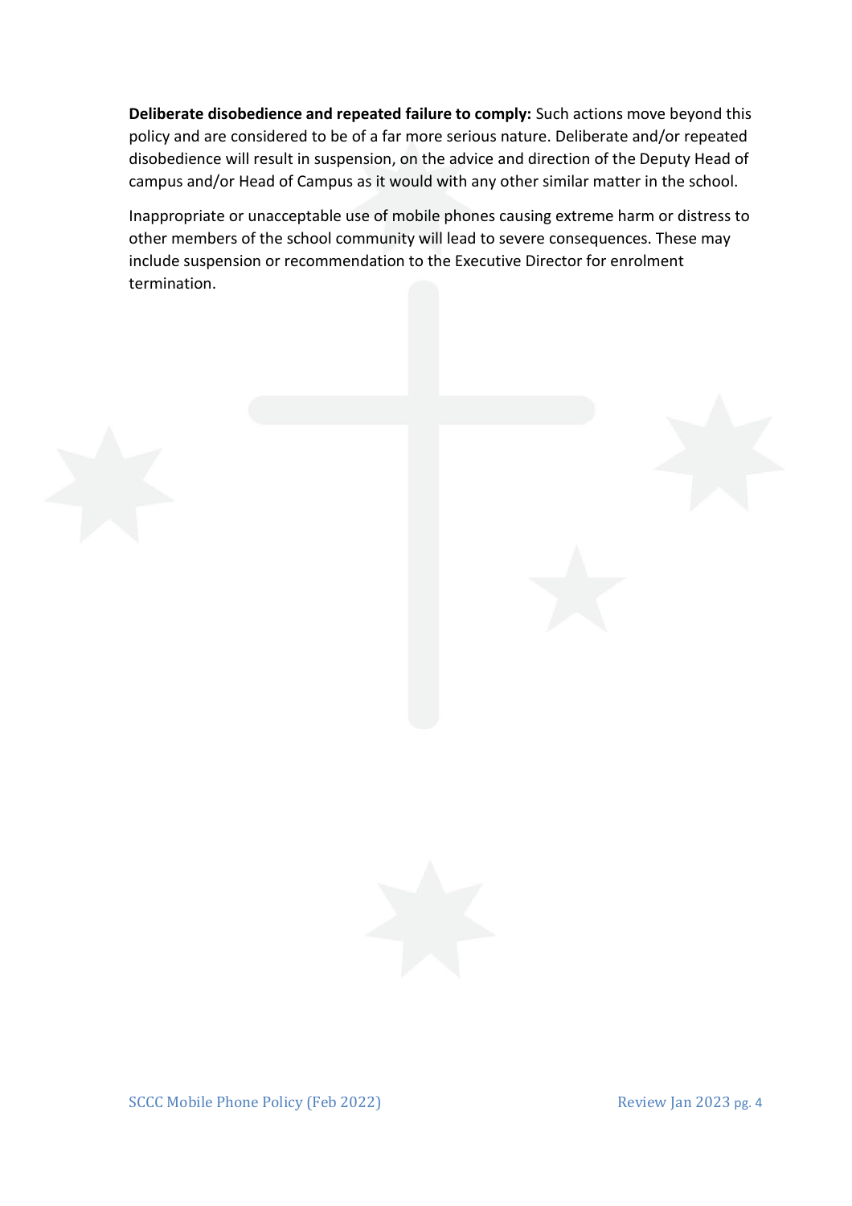**Deliberate disobedience and repeated failure to comply:** Such actions move beyond this policy and are considered to be of a far more serious nature. Deliberate and/or repeated disobedience will result in suspension, on the advice and direction of the Deputy Head of campus and/or Head of Campus as it would with any other similar matter in the school.

Inappropriate or unacceptable use of mobile phones causing extreme harm or distress to other members of the school community will lead to severe consequences. These may include suspension or recommendation to the Executive Director for enrolment termination.